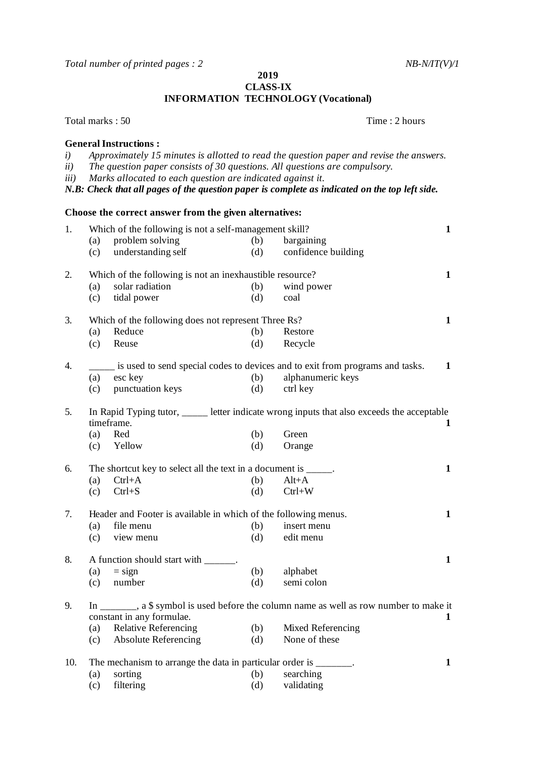*Total number of printed pages : 2* *NB-N/IT(V)/1*

**2019**

**CLASS-IX**

**INFORMATION TECHNOLOGY (Vocational)**

Total marks : 50 Time : 2 hours

**General Instructions :**

*i) Approximately 15 minutes is allotted to read the question paper and revise the answers.*

*ii) The question paper consists of 30 questions. All questions are compulsory.*

*iii) Marks allocated to each question are indicated against it.*

***N.B: Check that all pages of the question paper is complete as indicated on the top left side.***

**Choose the correct answer from the given alternatives:**

1. Which of the following is not a self-management skill? **1**
   (a) problem solving (b) bargaining
   (c) understanding self (d) confidence building

2. Which of the following is not an inexhaustible resource? **1**
   (a) solar radiation (b) wind power
   (c) tidal power (d) coal

3. Which of the following does not represent Three Rs? **1**
   (a) Reduce (b) Restore
   (c) Reuse (d) Recycle

4. _____ is used to send special codes to devices and to exit from programs and tasks. **1**
   (a) esc key (b) alphanumeric keys
   (c) punctuation keys (d) ctrl key

5. In Rapid Typing tutor, _____ letter indicate wrong inputs that also exceeds the acceptable timeframe. **1**
   (a) Red (b) Green
   (c) Yellow (d) Orange

6. The shortcut key to select all the text in a document is _____. **1**
   (a) Ctrl+A (b) Alt+A
   (c) Ctrl+S (d) Ctrl+W

7. Header and Footer is available in which of the following menus. **1**
   (a) file menu (b) insert menu
   (c) view menu (d) edit menu

8. A function should start with ______. **1**
   (a) = sign (b) alphabet
   (c) number (d) semi colon

9. In _______, a $ symbol is used before the column name as well as row number to make it constant in any formulae. **1**
   (a) Relative Referencing (b) Mixed Referencing
   (c) Absolute Referencing (d) None of these

10. The mechanism to arrange the data in particular order is _______. **1**
    (a) sorting (b) searching
    (c) filtering (d) validating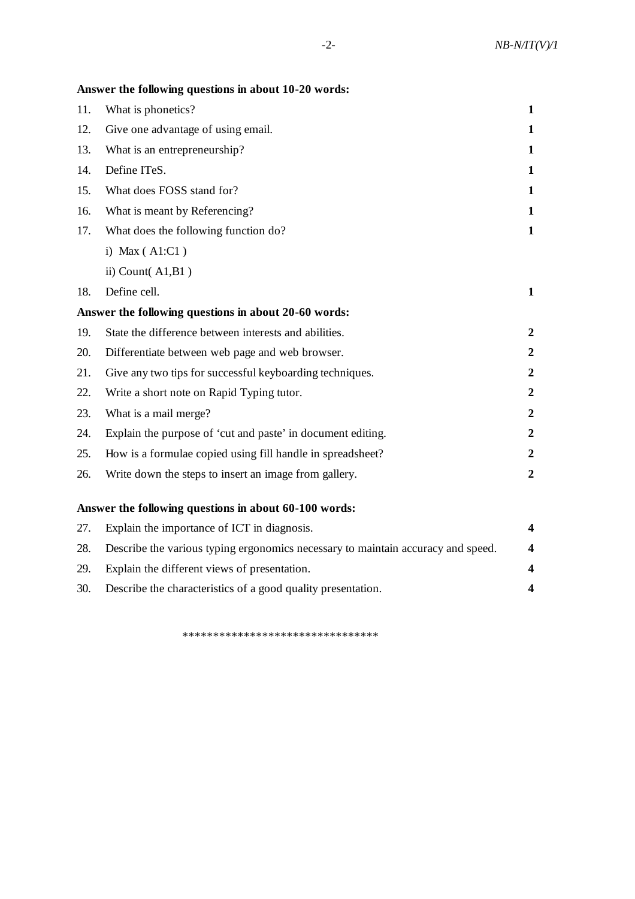**Answer the following questions in about 10-20 words:**

| | | |
|---|---|---|
| 11. | What is phonetics? | **1** |
| 12. | Give one advantage of using email. | **1** |
| 13. | What is an entrepreneurship? | **1** |
| 14. | Define ITeS. | **1** |
| 15. | What does FOSS stand for? | **1** |
| 16. | What is meant by Referencing? | **1** |
| 17. | What does the following function do?<br>i) Max ( A1:C1 )<br>ii) Count( A1,B1 ) | **1** |
| 18. | Define cell. | **1** |

**Answer the following questions in about 20-60 words:**

| | | |
|---|---|---|
| 19. | State the difference between interests and abilities. | **2** |
| 20. | Differentiate between web page and web browser. | **2** |
| 21. | Give any two tips for successful keyboarding techniques. | **2** |
| 22. | Write a short note on Rapid Typing tutor. | **2** |
| 23. | What is a mail merge? | **2** |
| 24. | Explain the purpose of 'cut and paste' in document editing. | **2** |
| 25. | How is a formulae copied using fill handle in spreadsheet? | **2** |
| 26. | Write down the steps to insert an image from gallery. | **2** |

**Answer the following questions in about 60-100 words:**

| | | |
|---|---|---|
| 27. | Explain the importance of ICT in diagnosis. | **4** |
| 28. | Describe the various typing ergonomics necessary to maintain accuracy and speed. | **4** |
| 29. | Explain the different views of presentation. | **4** |
| 30. | Describe the characteristics of a good quality presentation. | **4** |

********************************